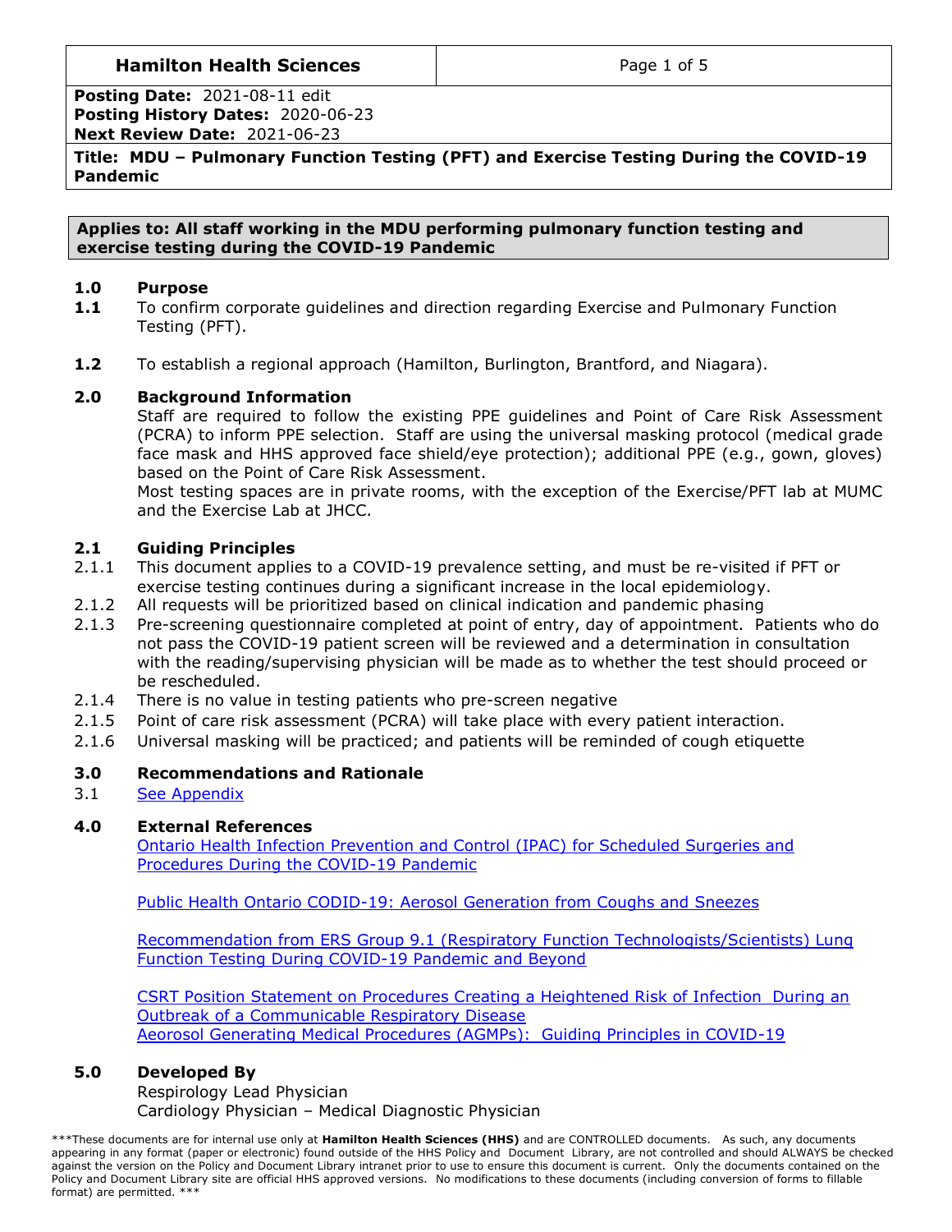| **Hamilton Health Sciences** | |
|---|---|
| **Posting Date:** 2021-08-11 edit<br>**Posting History Dates:** 2020-06-23<br>**Next Review Date:** 2021-06-23 | |
| **Title: MDU – Pulmonary Function Testing (PFT) and Exercise Testing During the COVID-19 Pandemic** | |

**Applies to: All staff working in the MDU performing pulmonary function testing and exercise testing during the COVID-19 Pandemic**

## 1.0 Purpose

**1.1** To confirm corporate guidelines and direction regarding Exercise and Pulmonary Function Testing (PFT).

**1.2** To establish a regional approach (Hamilton, Burlington, Brantford, and Niagara).

## 2.0 Background Information

Staff are required to follow the existing PPE guidelines and Point of Care Risk Assessment (PCRA) to inform PPE selection. Staff are using the universal masking protocol (medical grade face mask and HHS approved face shield/eye protection); additional PPE (e.g., gown, gloves) based on the Point of Care Risk Assessment.

Most testing spaces are in private rooms, with the exception of the Exercise/PFT lab at MUMC and the Exercise Lab at JHCC.

### 2.1 Guiding Principles

2.1.1 This document applies to a COVID-19 prevalence setting, and must be re-visited if PFT or exercise testing continues during a significant increase in the local epidemiology.

2.1.2 All requests will be prioritized based on clinical indication and pandemic phasing

2.1.3 Pre-screening questionnaire completed at point of entry, day of appointment. Patients who do not pass the COVID-19 patient screen will be reviewed and a determination in consultation with the reading/supervising physician will be made as to whether the test should proceed or be rescheduled.

2.1.4 There is no value in testing patients who pre-screen negative

2.1.5 Point of care risk assessment (PCRA) will take place with every patient interaction.

2.1.6 Universal masking will be practiced; and patients will be reminded of cough etiquette

## 3.0 Recommendations and Rationale

3.1 See Appendix

## 4.0 External References

Ontario Health Infection Prevention and Control (IPAC) for Scheduled Surgeries and Procedures During the COVID-19 Pandemic

Public Health Ontario CODID-19: Aerosol Generation from Coughs and Sneezes

Recommendation from ERS Group 9.1 (Respiratory Function Technologists/Scientists) Lung Function Testing During COVID-19 Pandemic and Beyond

CSRT Position Statement on Procedures Creating a Heightened Risk of Infection During an Outbreak of a Communicable Respiratory Disease
Aeorosol Generating Medical Procedures (AGMPs): Guiding Principles in COVID-19

## 5.0 Developed By

Respirology Lead Physician
Cardiology Physician – Medical Diagnostic Physician

***These documents are for internal use only at **Hamilton Health Sciences (HHS)** and are CONTROLLED documents. As such, any documents appearing in any format (paper or electronic) found outside of the HHS Policy and Document Library, are not controlled and should ALWAYS be checked against the version on the Policy and Document Library intranet prior to use to ensure this document is current. Only the documents contained on the Policy and Document Library site are official HHS approved versions. No modifications to these documents (including conversion of forms to fillable format) are permitted. ***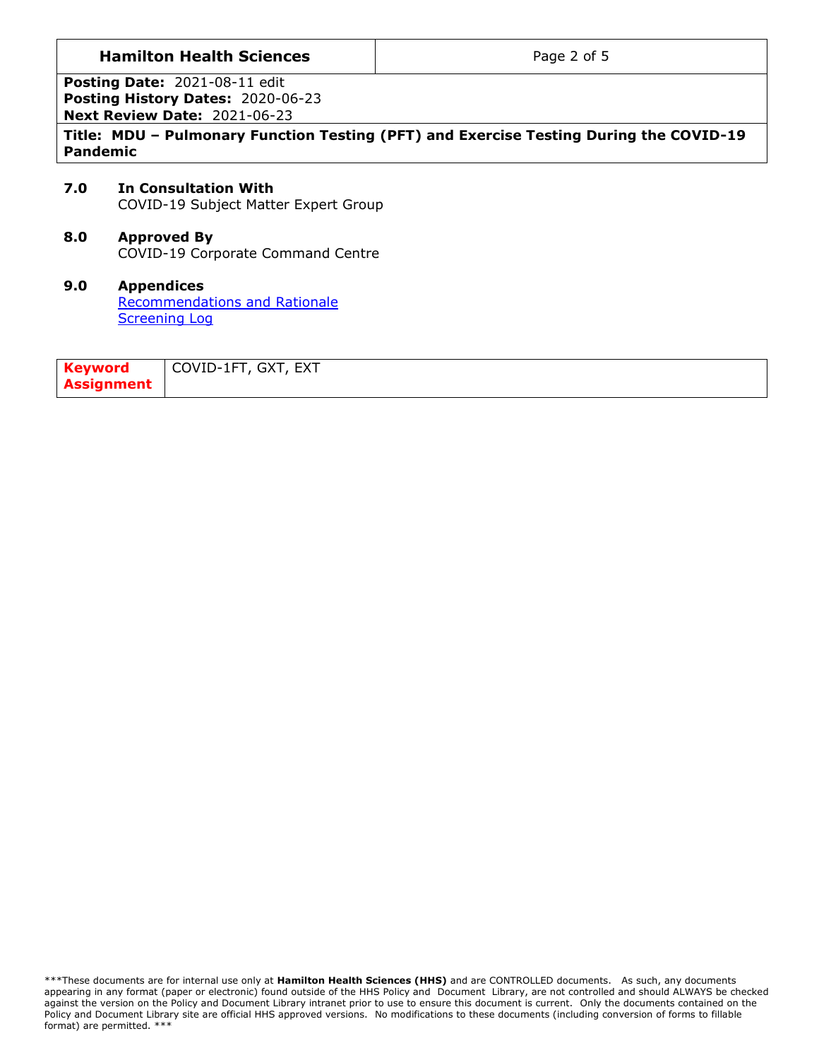## 7.0 In Consultation With

COVID-19 Subject Matter Expert Group

## 8.0 Approved By

COVID-19 Corporate Command Centre

## 9.0 Appendices

Recommendations and Rationale
Screening Log

| **Keyword Assignment** | COVID-1FT, GXT, EXT |
|---|---|

***These documents are for internal use only at **Hamilton Health Sciences (HHS)** and are CONTROLLED documents. As such, any documents appearing in any format (paper or electronic) found outside of the HHS Policy and Document Library, are not controlled and should ALWAYS be checked against the version on the Policy and Document Library intranet prior to use to ensure this document is current. Only the documents contained on the Policy and Document Library site are official HHS approved versions. No modifications to these documents (including conversion of forms to fillable format) are permitted. ***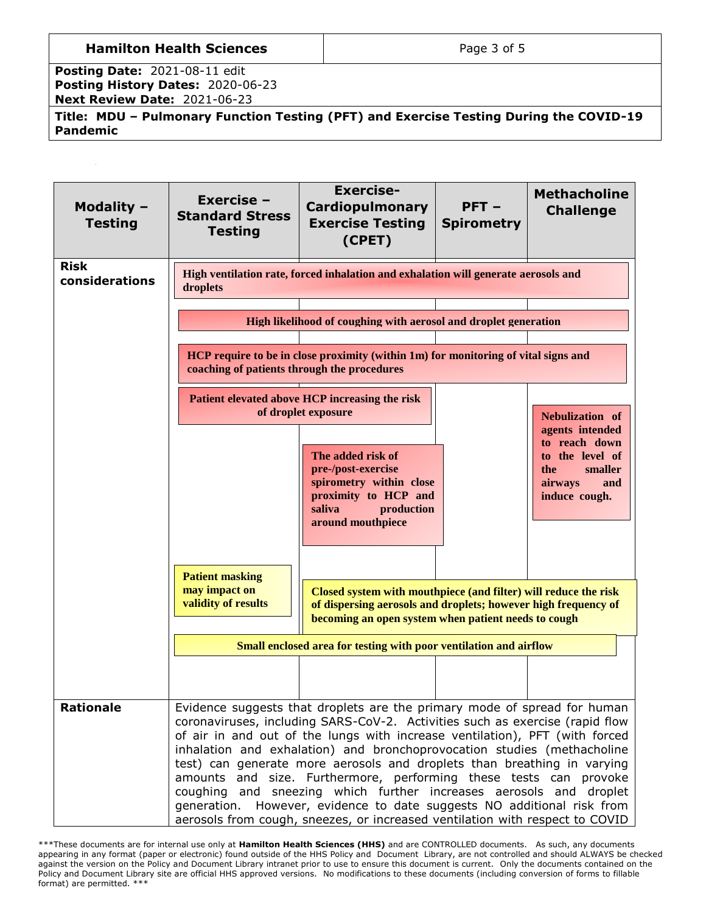**Title: MDU – Pulmonary Function Testing (PFT) and Exercise Testing During the COVID-19 Pandemic**

| Modality – Testing | Exercise – Standard Stress Testing | Exercise-Cardiopulmonary Exercise Testing (CPET) | PFT – Spirometry | Methacholine Challenge |
|---|---|---|---|---|
| **Risk considerations** | **High ventilation rate, forced inhalation and exhalation will generate aerosols and droplets** | | | |
| | **High likelihood of coughing with aerosol and droplet generation** | | | |
| | **HCP require to be in close proximity (within 1m) for monitoring of vital signs and coaching of patients through the procedures** | | | |
| | **Patient elevated above HCP increasing the risk of droplet exposure** | | | **Nebulization of agents intended to reach down to the level of the smaller airways and induce cough.** |
| | | **The added risk of pre-/post-exercise spirometry within close proximity to HCP and saliva production around mouthpiece** | | |
| | **Patient masking may impact on validity of results** | **Closed system with mouthpiece (and filter) will reduce the risk of dispersing aerosols and droplets; however high frequency of becoming an open system when patient needs to cough** | | |
| | **Small enclosed area for testing with poor ventilation and airflow** | | | |
| **Rationale** | Evidence suggests that droplets are the primary mode of spread for human coronaviruses, including SARS-CoV-2. Activities such as exercise (rapid flow of air in and out of the lungs with increase ventilation), PFT (with forced inhalation and exhalation) and bronchoprovocation studies (methacholine test) can generate more aerosols and droplets than breathing in varying amounts and size. Furthermore, performing these tests can provoke coughing and sneezing which further increases aerosols and droplet generation. However, evidence to date suggests NO additional risk from aerosols from cough, sneezes, or increased ventilation with respect to COVID | | | |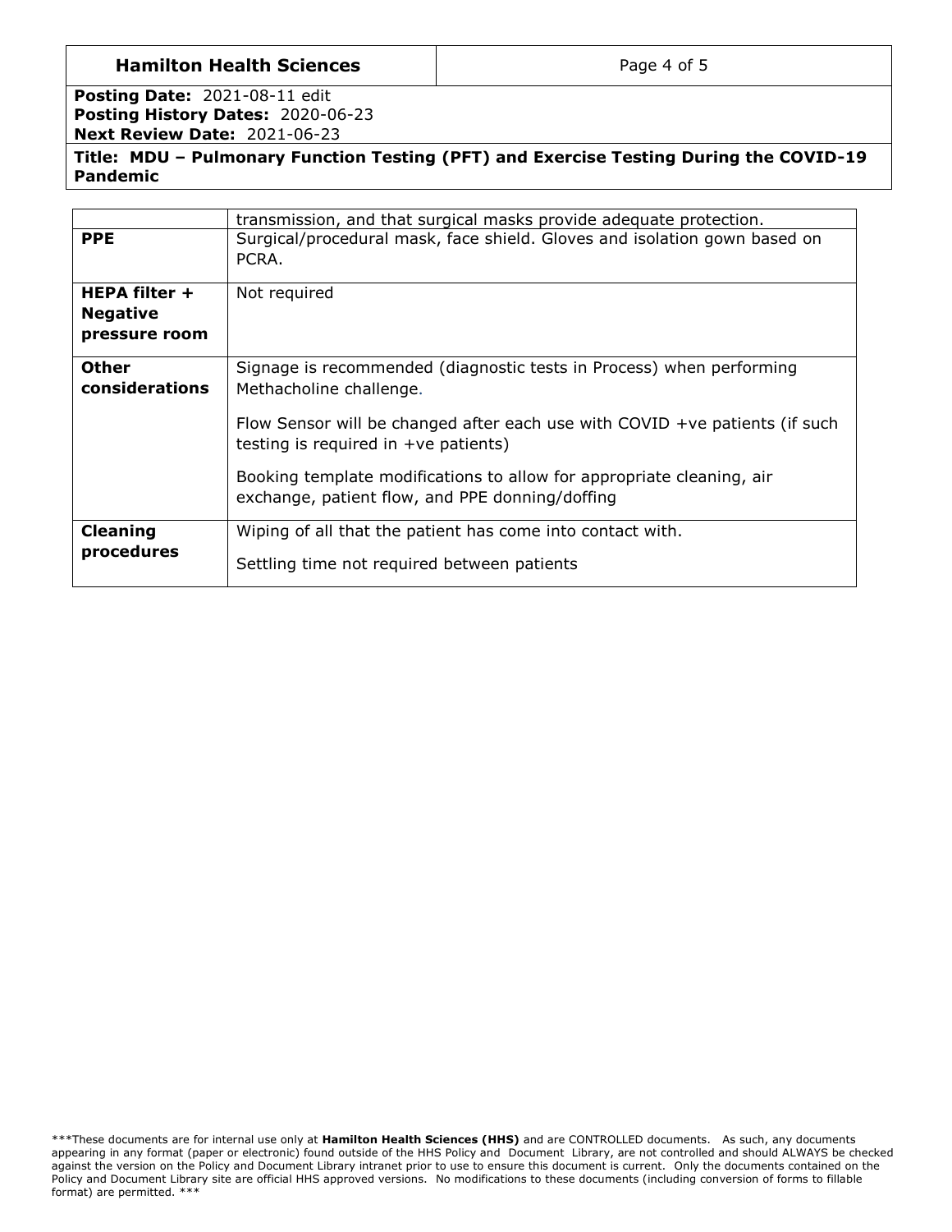| | |
|---|---|
| | transmission, and that surgical masks provide adequate protection. |
| **PPE** | Surgical/procedural mask, face shield. Gloves and isolation gown based on PCRA. |
| **HEPA filter + Negative pressure room** | Not required |
| **Other considerations** | Signage is recommended (diagnostic tests in Process) when performing Methacholine challenge.<br><br>Flow Sensor will be changed after each use with COVID +ve patients (if such testing is required in +ve patients)<br><br>Booking template modifications to allow for appropriate cleaning, air exchange, patient flow, and PPE donning/doffing |
| **Cleaning procedures** | Wiping of all that the patient has come into contact with.<br><br>Settling time not required between patients |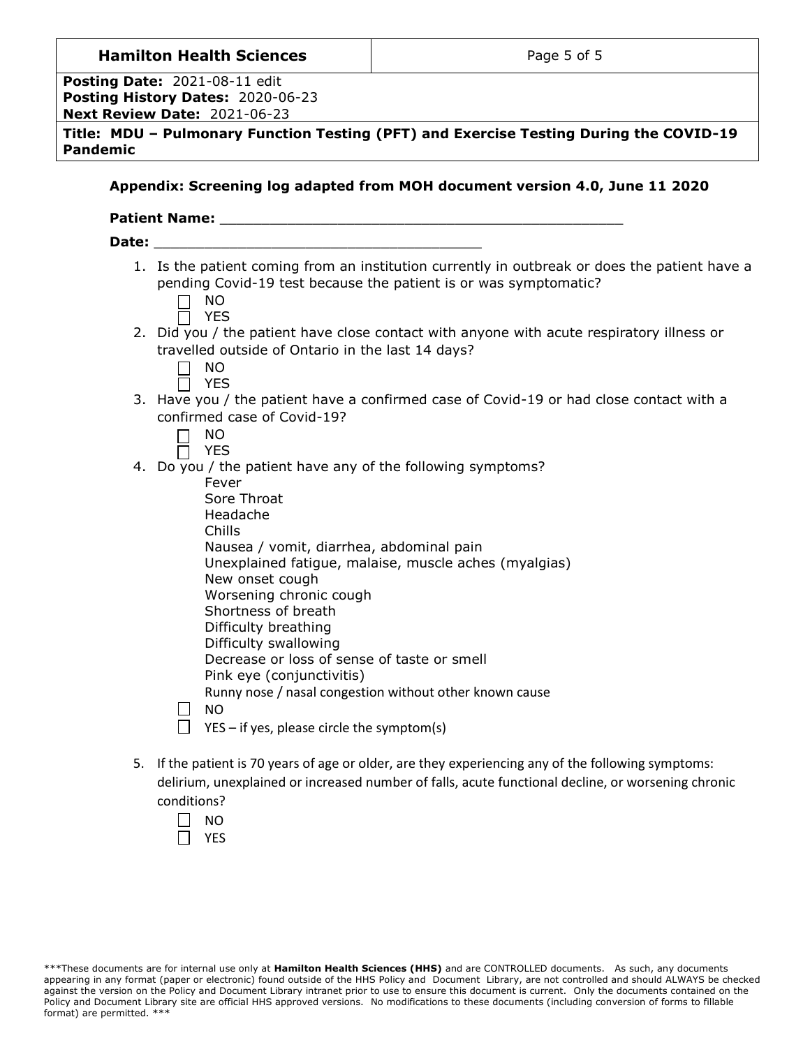## Appendix: Screening log adapted from MOH document version 4.0, June 11 2020

**Patient Name:** ______________________________________________

**Date:** ____________________________________

1. Is the patient coming from an institution currently in outbreak or does the patient have a pending Covid-19 test because the patient is or was symptomatic?
   - ☐ NO
   - ☐ YES
2. Did you / the patient have close contact with anyone with acute respiratory illness or travelled outside of Ontario in the last 14 days?
   - ☐ NO
   - ☐ YES
3. Have you / the patient have a confirmed case of Covid-19 or had close contact with a confirmed case of Covid-19?
   - ☐ NO
   - ☐ YES
4. Do you / the patient have any of the following symptoms?

   Fever
   Sore Throat
   Headache
   Chills
   Nausea / vomit, diarrhea, abdominal pain
   Unexplained fatigue, malaise, muscle aches (myalgias)
   New onset cough
   Worsening chronic cough
   Shortness of breath
   Difficulty breathing
   Difficulty swallowing
   Decrease or loss of sense of taste or smell
   Pink eye (conjunctivitis)
   Runny nose / nasal congestion without other known cause

   - ☐ NO
   - ☐ YES – if yes, please circle the symptom(s)

5. If the patient is 70 years of age or older, are they experiencing any of the following symptoms: delirium, unexplained or increased number of falls, acute functional decline, or worsening chronic conditions?
   - ☐ NO
   - ☐ YES